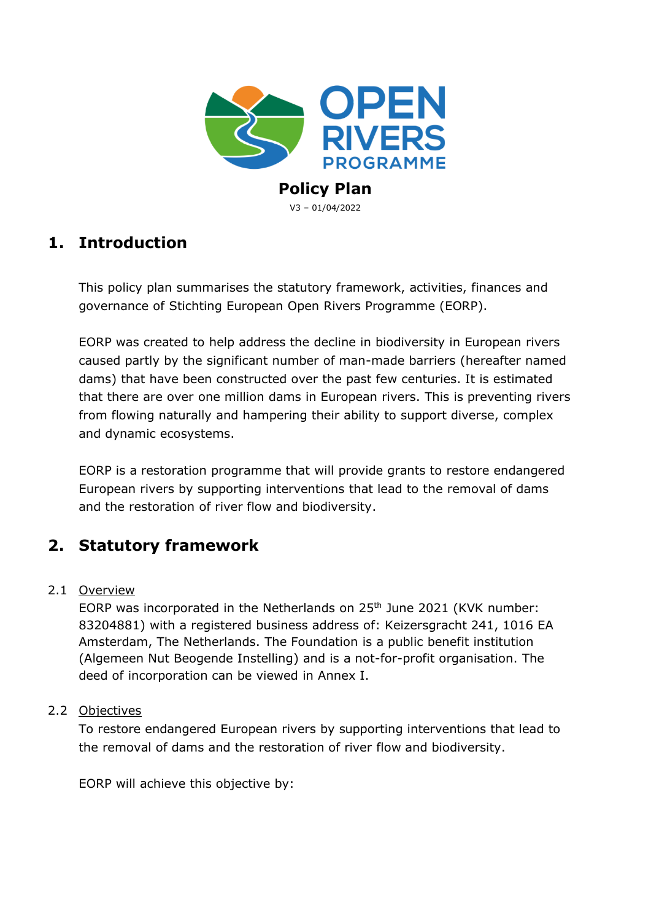OPEN RIVERS PROGRAMME

**Policy Plan**

V3 – 01/04/2022

# 1. Introduction

This policy plan summarises the statutory framework, activities, finances and governance of Stichting European Open Rivers Programme (EORP).

EORP was created to help address the decline in biodiversity in European rivers caused partly by the significant number of man-made barriers (hereafter named dams) that have been constructed over the past few centuries. It is estimated that there are over one million dams in European rivers. This is preventing rivers from flowing naturally and hampering their ability to support diverse, complex and dynamic ecosystems.

EORP is a restoration programme that will provide grants to restore endangered European rivers by supporting interventions that lead to the removal of dams and the restoration of river flow and biodiversity.

# 2. Statutory framework

## 2.1 Overview

EORP was incorporated in the Netherlands on 25th June 2021 (KVK number: 83204881) with a registered business address of: Keizersgracht 241, 1016 EA Amsterdam, The Netherlands. The Foundation is a public benefit institution (Algemeen Nut Beogende Instelling) and is a not-for-profit organisation. The deed of incorporation can be viewed in Annex I.

## 2.2 Objectives

To restore endangered European rivers by supporting interventions that lead to the removal of dams and the restoration of river flow and biodiversity.

EORP will achieve this objective by: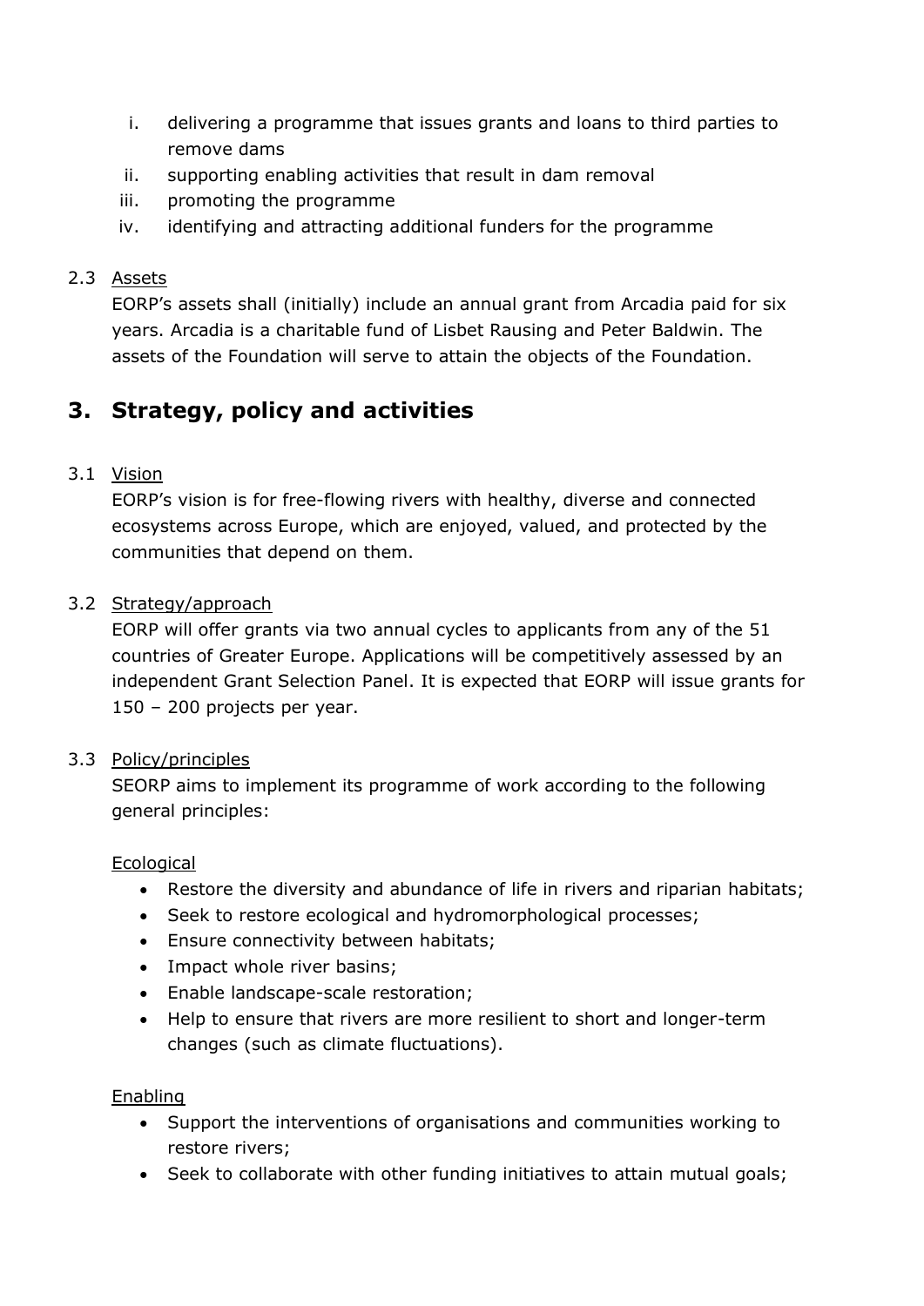i. delivering a programme that issues grants and loans to third parties to remove dams
ii. supporting enabling activities that result in dam removal
iii. promoting the programme
iv. identifying and attracting additional funders for the programme

2.3 Assets

EORP's assets shall (initially) include an annual grant from Arcadia paid for six years. Arcadia is a charitable fund of Lisbet Rausing and Peter Baldwin. The assets of the Foundation will serve to attain the objects of the Foundation.

## 3. Strategy, policy and activities

3.1 Vision

EORP's vision is for free-flowing rivers with healthy, diverse and connected ecosystems across Europe, which are enjoyed, valued, and protected by the communities that depend on them.

3.2 Strategy/approach

EORP will offer grants via two annual cycles to applicants from any of the 51 countries of Greater Europe. Applications will be competitively assessed by an independent Grant Selection Panel. It is expected that EORP will issue grants for 150 – 200 projects per year.

3.3 Policy/principles

SEORP aims to implement its programme of work according to the following general principles:

Ecological

- Restore the diversity and abundance of life in rivers and riparian habitats;
- Seek to restore ecological and hydromorphological processes;
- Ensure connectivity between habitats;
- Impact whole river basins;
- Enable landscape-scale restoration;
- Help to ensure that rivers are more resilient to short and longer-term changes (such as climate fluctuations).

Enabling

- Support the interventions of organisations and communities working to restore rivers;
- Seek to collaborate with other funding initiatives to attain mutual goals;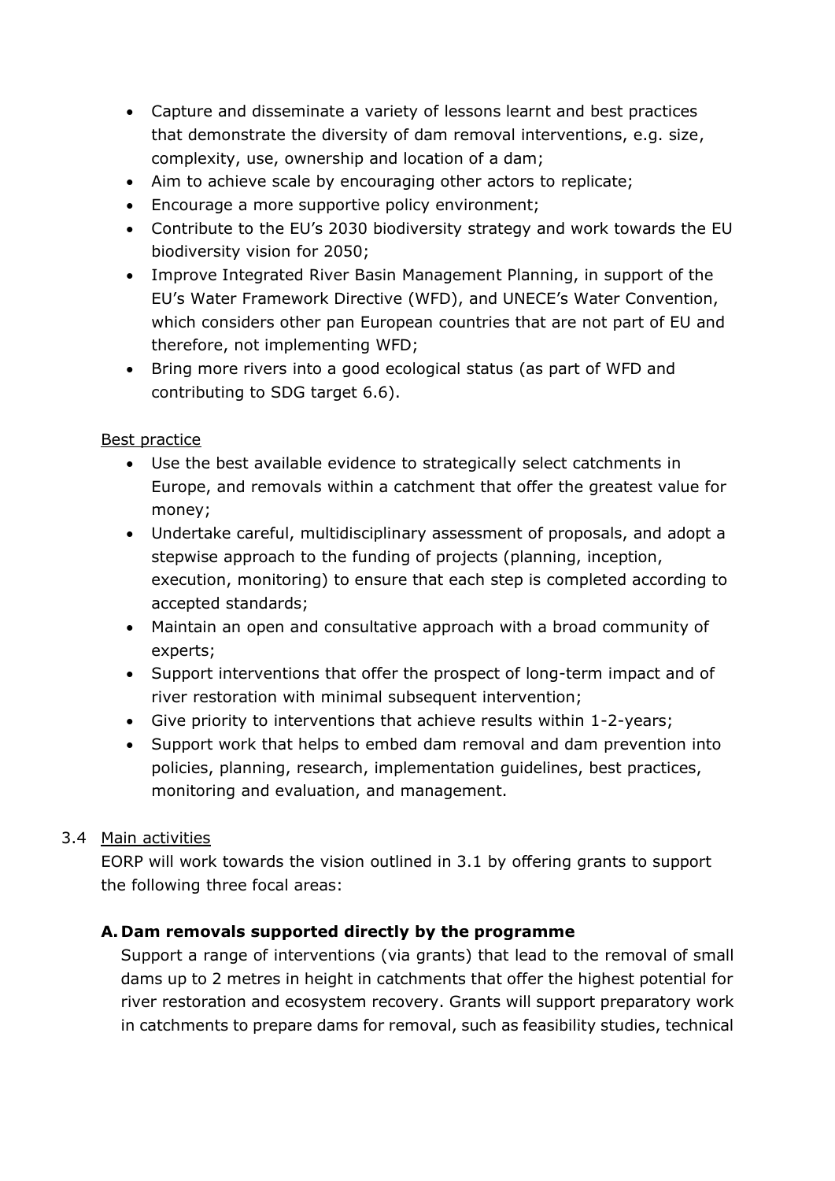- Capture and disseminate a variety of lessons learnt and best practices that demonstrate the diversity of dam removal interventions, e.g. size, complexity, use, ownership and location of a dam;
- Aim to achieve scale by encouraging other actors to replicate;
- Encourage a more supportive policy environment;
- Contribute to the EU's 2030 biodiversity strategy and work towards the EU biodiversity vision for 2050;
- Improve Integrated River Basin Management Planning, in support of the EU's Water Framework Directive (WFD), and UNECE's Water Convention, which considers other pan European countries that are not part of EU and therefore, not implementing WFD;
- Bring more rivers into a good ecological status (as part of WFD and contributing to SDG target 6.6).

Best practice

- Use the best available evidence to strategically select catchments in Europe, and removals within a catchment that offer the greatest value for money;
- Undertake careful, multidisciplinary assessment of proposals, and adopt a stepwise approach to the funding of projects (planning, inception, execution, monitoring) to ensure that each step is completed according to accepted standards;
- Maintain an open and consultative approach with a broad community of experts;
- Support interventions that offer the prospect of long-term impact and of river restoration with minimal subsequent intervention;
- Give priority to interventions that achieve results within 1-2-years;
- Support work that helps to embed dam removal and dam prevention into policies, planning, research, implementation guidelines, best practices, monitoring and evaluation, and management.

### 3.4 Main activities

EORP will work towards the vision outlined in 3.1 by offering grants to support the following three focal areas:

**A. Dam removals supported directly by the programme**

Support a range of interventions (via grants) that lead to the removal of small dams up to 2 metres in height in catchments that offer the highest potential for river restoration and ecosystem recovery. Grants will support preparatory work in catchments to prepare dams for removal, such as feasibility studies, technical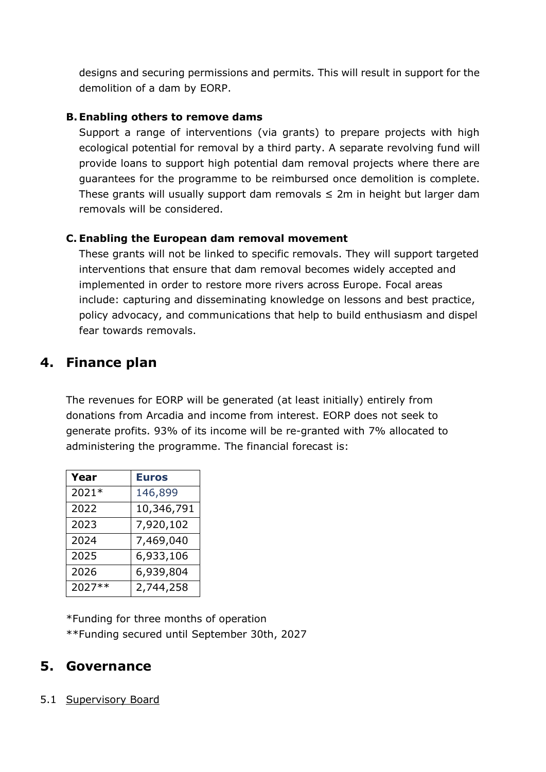designs and securing permissions and permits. This will result in support for the demolition of a dam by EORP.

**B. Enabling others to remove dams**

Support a range of interventions (via grants) to prepare projects with high ecological potential for removal by a third party. A separate revolving fund will provide loans to support high potential dam removal projects where there are guarantees for the programme to be reimbursed once demolition is complete. These grants will usually support dam removals ≤ 2m in height but larger dam removals will be considered.

**C. Enabling the European dam removal movement**

These grants will not be linked to specific removals. They will support targeted interventions that ensure that dam removal becomes widely accepted and implemented in order to restore more rivers across Europe. Focal areas include: capturing and disseminating knowledge on lessons and best practice, policy advocacy, and communications that help to build enthusiasm and dispel fear towards removals.

## 4. Finance plan

The revenues for EORP will be generated (at least initially) entirely from donations from Arcadia and income from interest. EORP does not seek to generate profits. 93% of its income will be re-granted with 7% allocated to administering the programme. The financial forecast is:

| Year | Euros |
|---|---|
| 2021* | 146,899 |
| 2022 | 10,346,791 |
| 2023 | 7,920,102 |
| 2024 | 7,469,040 |
| 2025 | 6,933,106 |
| 2026 | 6,939,804 |
| 2027** | 2,744,258 |

*Funding for three months of operation

**Funding secured until September 30th, 2027

## 5. Governance

5.1 Supervisory Board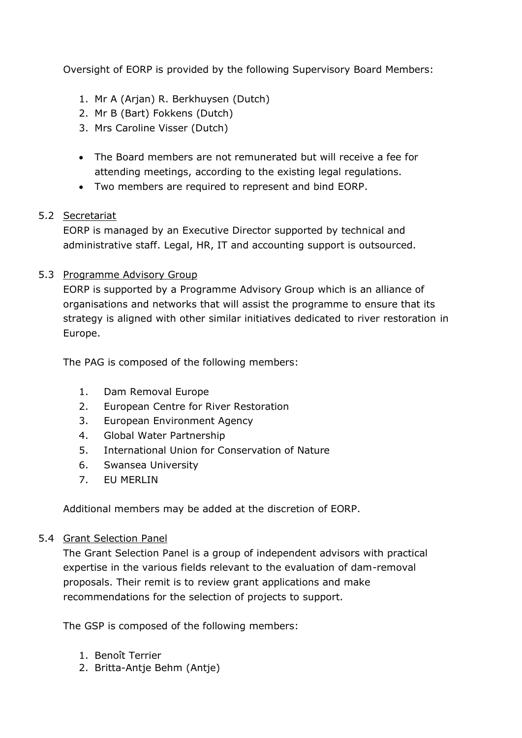Oversight of EORP is provided by the following Supervisory Board Members:

1. Mr A (Arjan) R. Berkhuysen (Dutch)
2. Mr B (Bart) Fokkens (Dutch)
3. Mrs Caroline Visser (Dutch)

- The Board members are not remunerated but will receive a fee for attending meetings, according to the existing legal regulations.
- Two members are required to represent and bind EORP.

### 5.2 Secretariat

EORP is managed by an Executive Director supported by technical and administrative staff. Legal, HR, IT and accounting support is outsourced.

### 5.3 Programme Advisory Group

EORP is supported by a Programme Advisory Group which is an alliance of organisations and networks that will assist the programme to ensure that its strategy is aligned with other similar initiatives dedicated to river restoration in Europe.

The PAG is composed of the following members:

1. Dam Removal Europe
2. European Centre for River Restoration
3. European Environment Agency
4. Global Water Partnership
5. International Union for Conservation of Nature
6. Swansea University
7. EU MERLIN

Additional members may be added at the discretion of EORP.

### 5.4 Grant Selection Panel

The Grant Selection Panel is a group of independent advisors with practical expertise in the various fields relevant to the evaluation of dam-removal proposals. Their remit is to review grant applications and make recommendations for the selection of projects to support.

The GSP is composed of the following members:

1. Benoît Terrier
2. Britta-Antje Behm (Antje)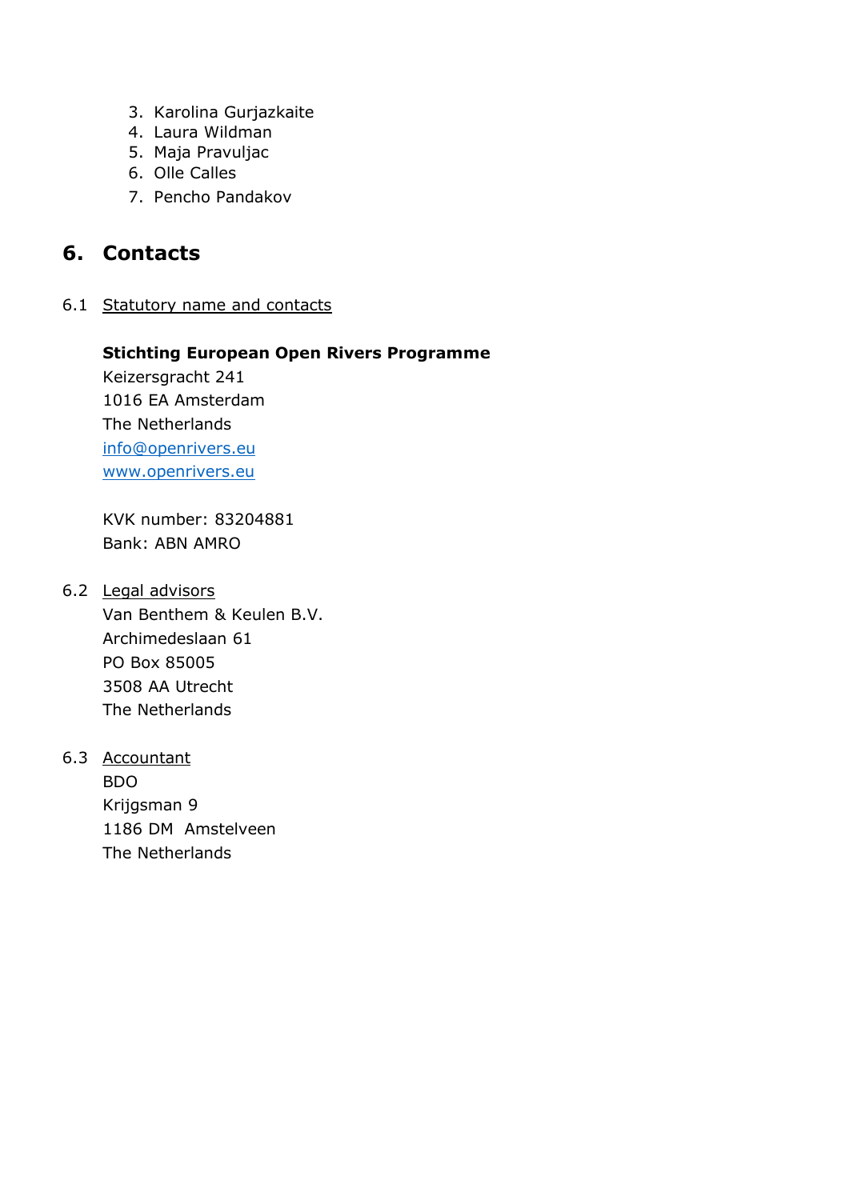3. Karolina Gurjazkaite
4. Laura Wildman
5. Maja Pravuljac
6. Olle Calles
7. Pencho Pandakov

## 6. Contacts

### 6.1 Statutory name and contacts

**Stichting European Open Rivers Programme**
Keizersgracht 241
1016 EA Amsterdam
The Netherlands
info@openrivers.eu
www.openrivers.eu

KVK number: 83204881
Bank: ABN AMRO

### 6.2 Legal advisors

Van Benthem & Keulen B.V.
Archimedeslaan 61
PO Box 85005
3508 AA Utrecht
The Netherlands

### 6.3 Accountant

BDO
Krijgsman 9
1186 DM Amstelveen
The Netherlands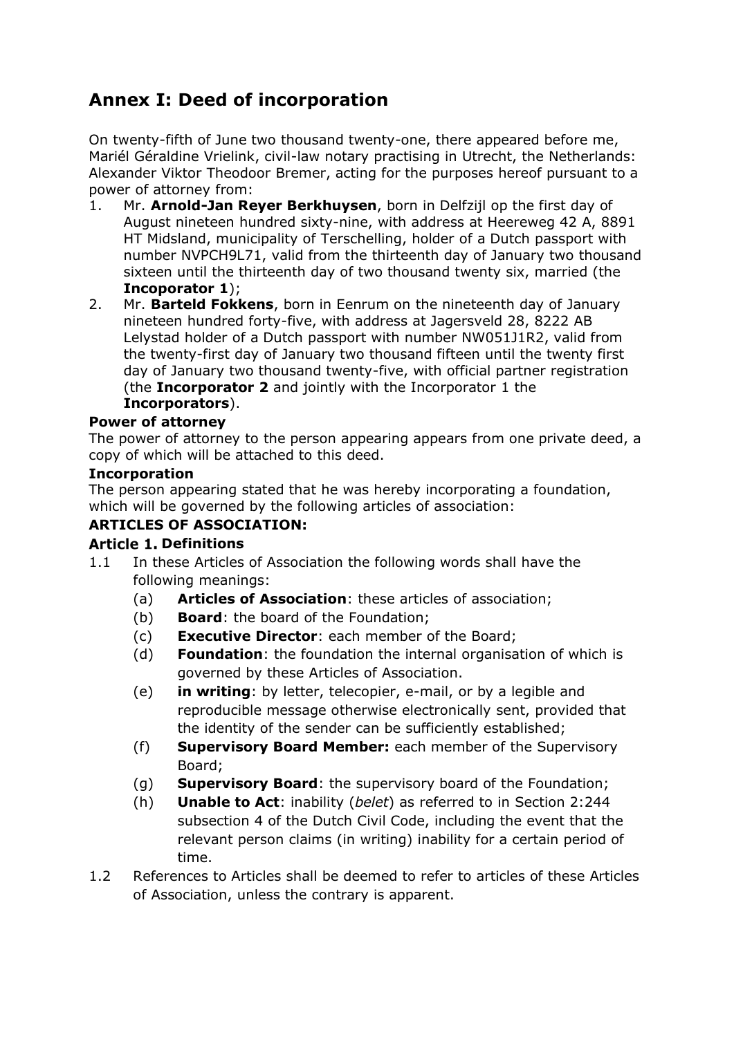# Annex I: Deed of incorporation

On twenty-fifth of June two thousand twenty-one, there appeared before me, Mariél Géraldine Vrielink, civil-law notary practising in Utrecht, the Netherlands: Alexander Viktor Theodoor Bremer, acting for the purposes hereof pursuant to a power of attorney from:

1. Mr. **Arnold-Jan Reyer Berkhuysen**, born in Delfzijl op the first day of August nineteen hundred sixty-nine, with address at Heereweg 42 A, 8891 HT Midsland, municipality of Terschelling, holder of a Dutch passport with number NVPCH9L71, valid from the thirteenth day of January two thousand sixteen until the thirteenth day of two thousand twenty six, married (the **Incoporator 1**);
2. Mr. **Barteld Fokkens**, born in Eenrum on the nineteenth day of January nineteen hundred forty-five, with address at Jagersveld 28, 8222 AB Lelystad holder of a Dutch passport with number NW051J1R2, valid from the twenty-first day of January two thousand fifteen until the twenty first day of January two thousand twenty-five, with official partner registration (the **Incorporator 2** and jointly with the Incorporator 1 the **Incorporators**).

**Power of attorney**

The power of attorney to the person appearing appears from one private deed, a copy of which will be attached to this deed.

**Incorporation**

The person appearing stated that he was hereby incorporating a foundation, which will be governed by the following articles of association:

**ARTICLES OF ASSOCIATION:**

**Article 1. Definitions**

1.1 In these Articles of Association the following words shall have the following meanings:
   - (a) **Articles of Association**: these articles of association;
   - (b) **Board**: the board of the Foundation;
   - (c) **Executive Director**: each member of the Board;
   - (d) **Foundation**: the foundation the internal organisation of which is governed by these Articles of Association.
   - (e) **in writing**: by letter, telecopier, e-mail, or by a legible and reproducible message otherwise electronically sent, provided that the identity of the sender can be sufficiently established;
   - (f) **Supervisory Board Member:** each member of the Supervisory Board;
   - (g) **Supervisory Board**: the supervisory board of the Foundation;
   - (h) **Unable to Act**: inability (*belet*) as referred to in Section 2:244 subsection 4 of the Dutch Civil Code, including the event that the relevant person claims (in writing) inability for a certain period of time.

1.2 References to Articles shall be deemed to refer to articles of these Articles of Association, unless the contrary is apparent.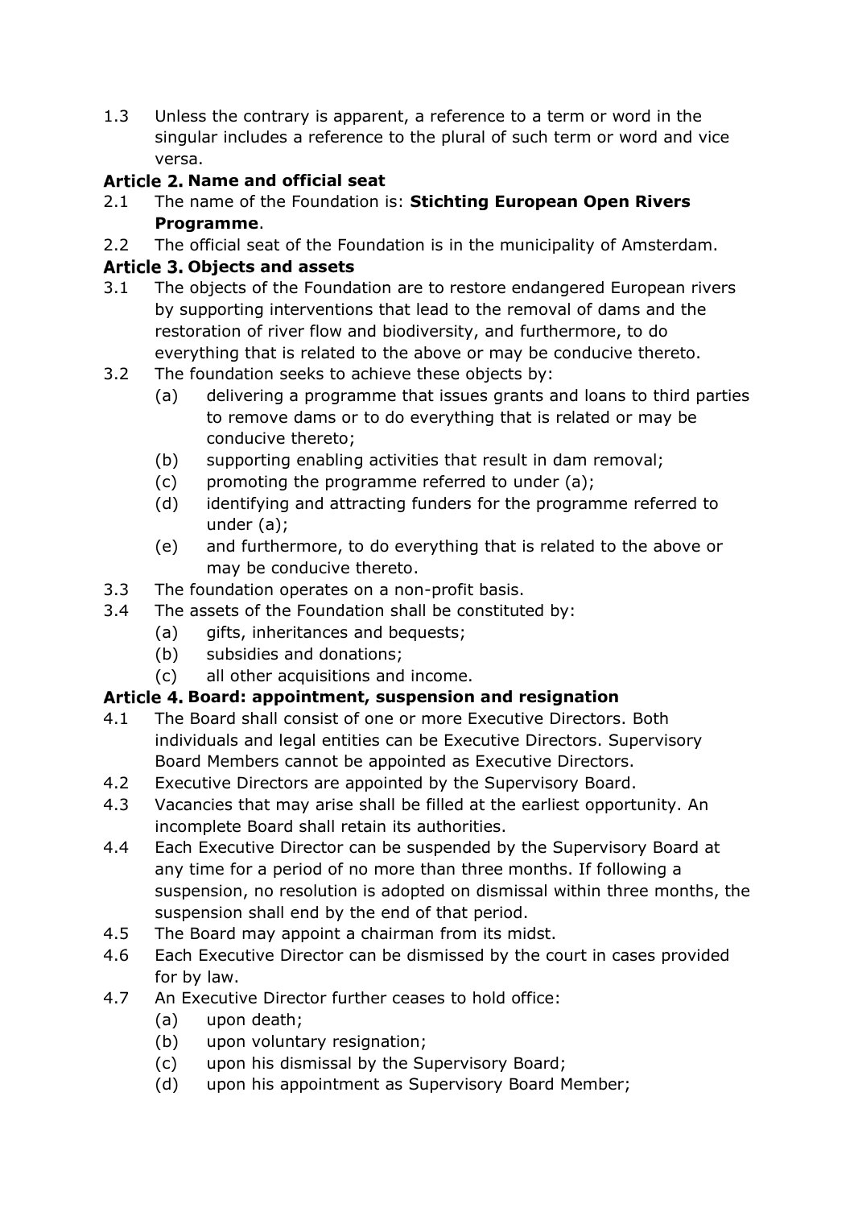1.3 Unless the contrary is apparent, a reference to a term or word in the singular includes a reference to the plural of such term or word and vice versa.

## Article 2. Name and official seat

2.1 The name of the Foundation is: **Stichting European Open Rivers Programme**.

2.2 The official seat of the Foundation is in the municipality of Amsterdam.

## Article 3. Objects and assets

3.1 The objects of the Foundation are to restore endangered European rivers by supporting interventions that lead to the removal of dams and the restoration of river flow and biodiversity, and furthermore, to do everything that is related to the above or may be conducive thereto.

3.2 The foundation seeks to achieve these objects by:

- (a) delivering a programme that issues grants and loans to third parties to remove dams or to do everything that is related or may be conducive thereto;
- (b) supporting enabling activities that result in dam removal;
- (c) promoting the programme referred to under (a);
- (d) identifying and attracting funders for the programme referred to under (a);
- (e) and furthermore, to do everything that is related to the above or may be conducive thereto.

3.3 The foundation operates on a non-profit basis.

3.4 The assets of the Foundation shall be constituted by:

- (a) gifts, inheritances and bequests;
- (b) subsidies and donations;
- (c) all other acquisitions and income.

## Article 4. Board: appointment, suspension and resignation

4.1 The Board shall consist of one or more Executive Directors. Both individuals and legal entities can be Executive Directors. Supervisory Board Members cannot be appointed as Executive Directors.

4.2 Executive Directors are appointed by the Supervisory Board.

4.3 Vacancies that may arise shall be filled at the earliest opportunity. An incomplete Board shall retain its authorities.

4.4 Each Executive Director can be suspended by the Supervisory Board at any time for a period of no more than three months. If following a suspension, no resolution is adopted on dismissal within three months, the suspension shall end by the end of that period.

4.5 The Board may appoint a chairman from its midst.

4.6 Each Executive Director can be dismissed by the court in cases provided for by law.

4.7 An Executive Director further ceases to hold office:

- (a) upon death;
- (b) upon voluntary resignation;
- (c) upon his dismissal by the Supervisory Board;
- (d) upon his appointment as Supervisory Board Member;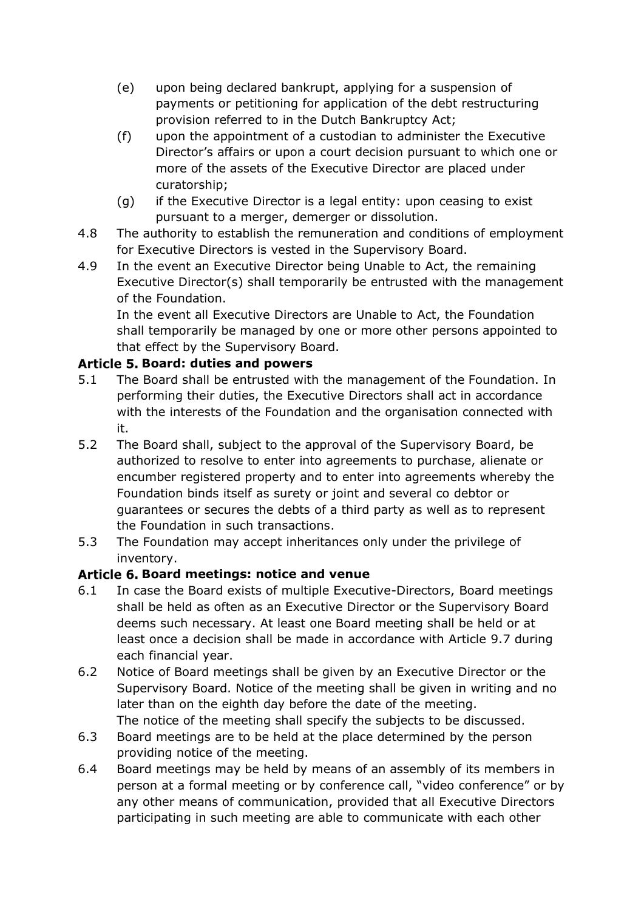(e) upon being declared bankrupt, applying for a suspension of payments or petitioning for application of the debt restructuring provision referred to in the Dutch Bankruptcy Act;

(f) upon the appointment of a custodian to administer the Executive Director's affairs or upon a court decision pursuant to which one or more of the assets of the Executive Director are placed under curatorship;

(g) if the Executive Director is a legal entity: upon ceasing to exist pursuant to a merger, demerger or dissolution.

4.8 The authority to establish the remuneration and conditions of employment for Executive Directors is vested in the Supervisory Board.

4.9 In the event an Executive Director being Unable to Act, the remaining Executive Director(s) shall temporarily be entrusted with the management of the Foundation.
In the event all Executive Directors are Unable to Act, the Foundation shall temporarily be managed by one or more other persons appointed to that effect by the Supervisory Board.

**Article 5. Board: duties and powers**

5.1 The Board shall be entrusted with the management of the Foundation. In performing their duties, the Executive Directors shall act in accordance with the interests of the Foundation and the organisation connected with it.

5.2 The Board shall, subject to the approval of the Supervisory Board, be authorized to resolve to enter into agreements to purchase, alienate or encumber registered property and to enter into agreements whereby the Foundation binds itself as surety or joint and several co debtor or guarantees or secures the debts of a third party as well as to represent the Foundation in such transactions.

5.3 The Foundation may accept inheritances only under the privilege of inventory.

**Article 6. Board meetings: notice and venue**

6.1 In case the Board exists of multiple Executive-Directors, Board meetings shall be held as often as an Executive Director or the Supervisory Board deems such necessary. At least one Board meeting shall be held or at least once a decision shall be made in accordance with Article 9.7 during each financial year.

6.2 Notice of Board meetings shall be given by an Executive Director or the Supervisory Board. Notice of the meeting shall be given in writing and no later than on the eighth day before the date of the meeting.
The notice of the meeting shall specify the subjects to be discussed.

6.3 Board meetings are to be held at the place determined by the person providing notice of the meeting.

6.4 Board meetings may be held by means of an assembly of its members in person at a formal meeting or by conference call, "video conference" or by any other means of communication, provided that all Executive Directors participating in such meeting are able to communicate with each other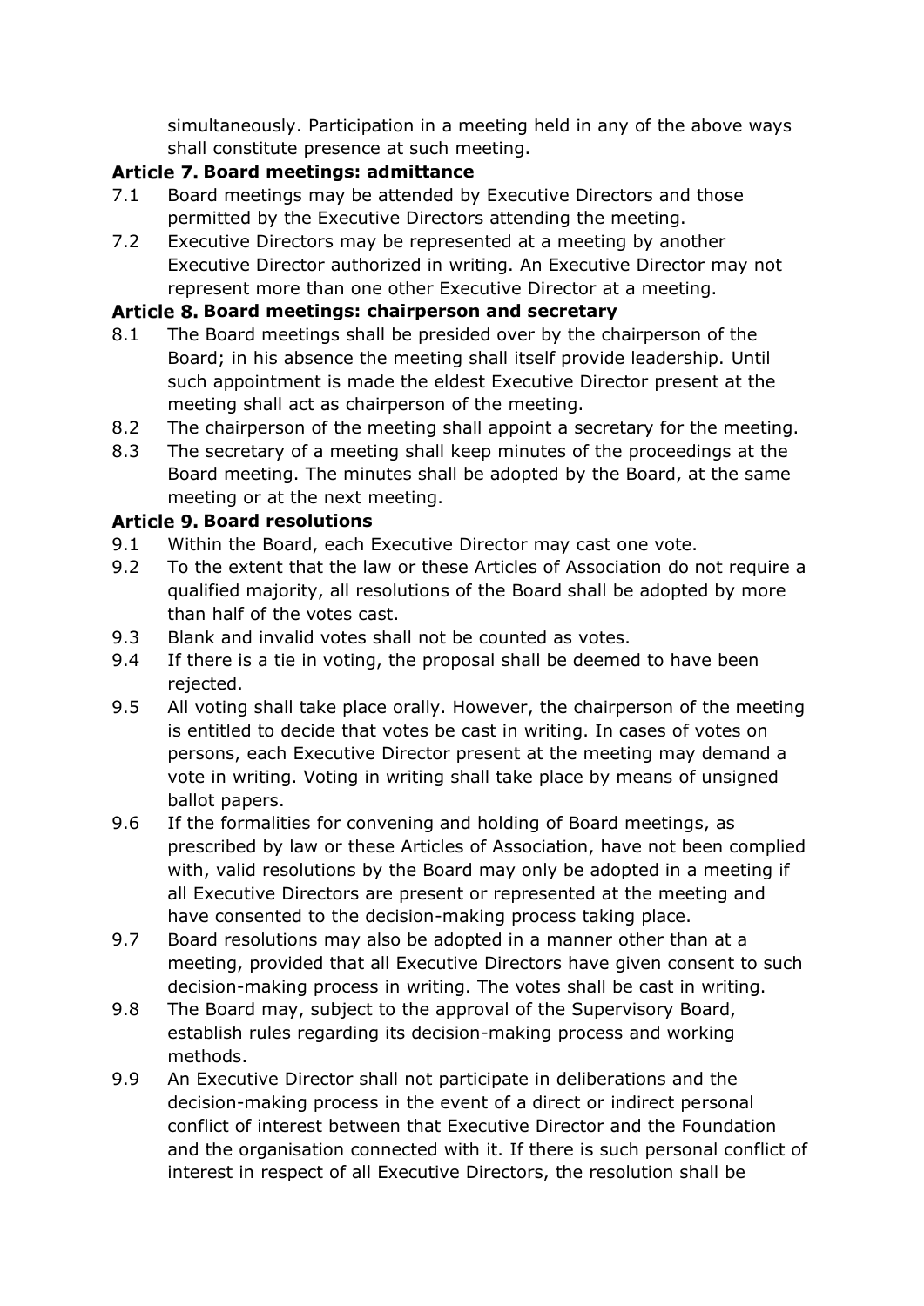simultaneously. Participation in a meeting held in any of the above ways shall constitute presence at such meeting.

### Article 7. Board meetings: admittance

7.1 Board meetings may be attended by Executive Directors and those permitted by the Executive Directors attending the meeting.

7.2 Executive Directors may be represented at a meeting by another Executive Director authorized in writing. An Executive Director may not represent more than one other Executive Director at a meeting.

### Article 8. Board meetings: chairperson and secretary

8.1 The Board meetings shall be presided over by the chairperson of the Board; in his absence the meeting shall itself provide leadership. Until such appointment is made the eldest Executive Director present at the meeting shall act as chairperson of the meeting.

8.2 The chairperson of the meeting shall appoint a secretary for the meeting.

8.3 The secretary of a meeting shall keep minutes of the proceedings at the Board meeting. The minutes shall be adopted by the Board, at the same meeting or at the next meeting.

### Article 9. Board resolutions

9.1 Within the Board, each Executive Director may cast one vote.

9.2 To the extent that the law or these Articles of Association do not require a qualified majority, all resolutions of the Board shall be adopted by more than half of the votes cast.

9.3 Blank and invalid votes shall not be counted as votes.

9.4 If there is a tie in voting, the proposal shall be deemed to have been rejected.

9.5 All voting shall take place orally. However, the chairperson of the meeting is entitled to decide that votes be cast in writing. In cases of votes on persons, each Executive Director present at the meeting may demand a vote in writing. Voting in writing shall take place by means of unsigned ballot papers.

9.6 If the formalities for convening and holding of Board meetings, as prescribed by law or these Articles of Association, have not been complied with, valid resolutions by the Board may only be adopted in a meeting if all Executive Directors are present or represented at the meeting and have consented to the decision-making process taking place.

9.7 Board resolutions may also be adopted in a manner other than at a meeting, provided that all Executive Directors have given consent to such decision-making process in writing. The votes shall be cast in writing.

9.8 The Board may, subject to the approval of the Supervisory Board, establish rules regarding its decision-making process and working methods.

9.9 An Executive Director shall not participate in deliberations and the decision-making process in the event of a direct or indirect personal conflict of interest between that Executive Director and the Foundation and the organisation connected with it. If there is such personal conflict of interest in respect of all Executive Directors, the resolution shall be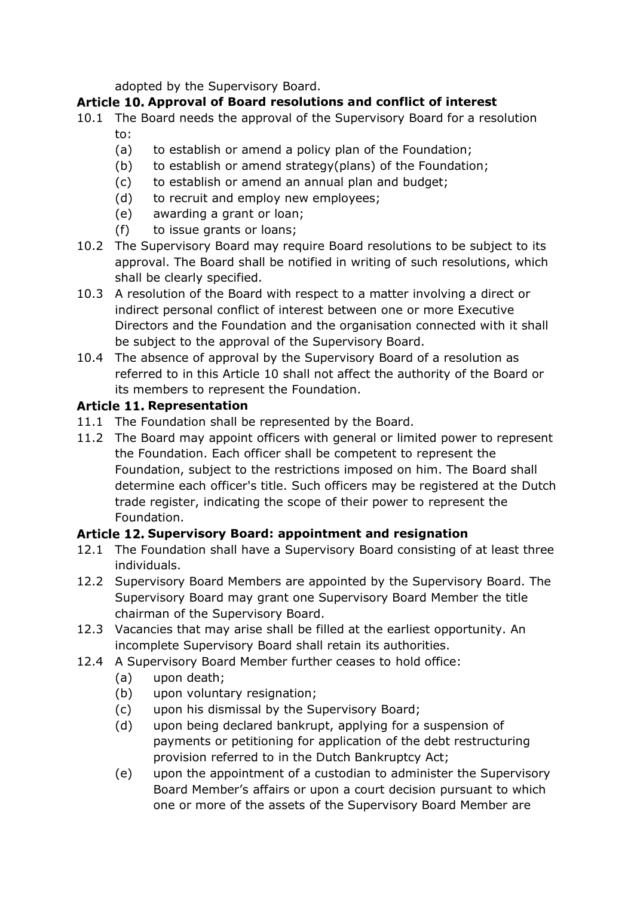adopted by the Supervisory Board.

## Article 10. Approval of Board resolutions and conflict of interest

10.1 The Board needs the approval of the Supervisory Board for a resolution to:

- (a) to establish or amend a policy plan of the Foundation;
- (b) to establish or amend strategy(plans) of the Foundation;
- (c) to establish or amend an annual plan and budget;
- (d) to recruit and employ new employees;
- (e) awarding a grant or loan;
- (f) to issue grants or loans;

10.2 The Supervisory Board may require Board resolutions to be subject to its approval. The Board shall be notified in writing of such resolutions, which shall be clearly specified.

10.3 A resolution of the Board with respect to a matter involving a direct or indirect personal conflict of interest between one or more Executive Directors and the Foundation and the organisation connected with it shall be subject to the approval of the Supervisory Board.

10.4 The absence of approval by the Supervisory Board of a resolution as referred to in this Article 10 shall not affect the authority of the Board or its members to represent the Foundation.

## Article 11. Representation

11.1 The Foundation shall be represented by the Board.

11.2 The Board may appoint officers with general or limited power to represent the Foundation. Each officer shall be competent to represent the Foundation, subject to the restrictions imposed on him. The Board shall determine each officer's title. Such officers may be registered at the Dutch trade register, indicating the scope of their power to represent the Foundation.

## Article 12. Supervisory Board: appointment and resignation

12.1 The Foundation shall have a Supervisory Board consisting of at least three individuals.

12.2 Supervisory Board Members are appointed by the Supervisory Board. The Supervisory Board may grant one Supervisory Board Member the title chairman of the Supervisory Board.

12.3 Vacancies that may arise shall be filled at the earliest opportunity. An incomplete Supervisory Board shall retain its authorities.

12.4 A Supervisory Board Member further ceases to hold office:

- (a) upon death;
- (b) upon voluntary resignation;
- (c) upon his dismissal by the Supervisory Board;
- (d) upon being declared bankrupt, applying for a suspension of payments or petitioning for application of the debt restructuring provision referred to in the Dutch Bankruptcy Act;
- (e) upon the appointment of a custodian to administer the Supervisory Board Member's affairs or upon a court decision pursuant to which one or more of the assets of the Supervisory Board Member are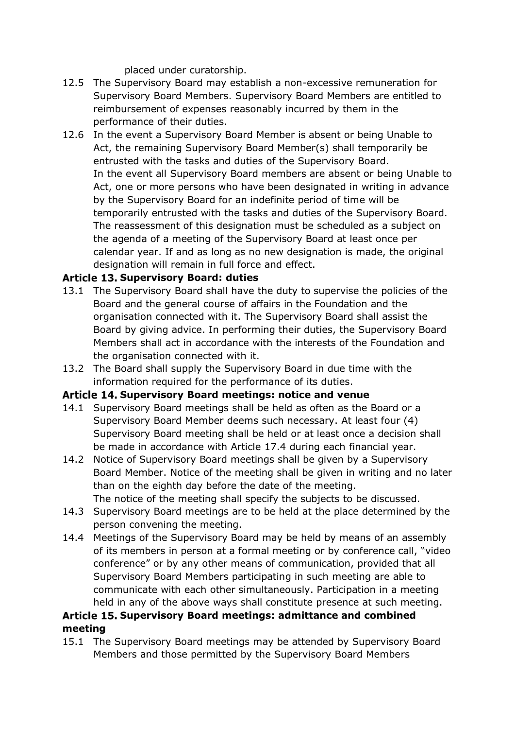placed under curatorship.

12.5 The Supervisory Board may establish a non-excessive remuneration for Supervisory Board Members. Supervisory Board Members are entitled to reimbursement of expenses reasonably incurred by them in the performance of their duties.

12.6 In the event a Supervisory Board Member is absent or being Unable to Act, the remaining Supervisory Board Member(s) shall temporarily be entrusted with the tasks and duties of the Supervisory Board.
In the event all Supervisory Board members are absent or being Unable to Act, one or more persons who have been designated in writing in advance by the Supervisory Board for an indefinite period of time will be temporarily entrusted with the tasks and duties of the Supervisory Board. The reassessment of this designation must be scheduled as a subject on the agenda of a meeting of the Supervisory Board at least once per calendar year. If and as long as no new designation is made, the original designation will remain in full force and effect.

### Article 13. Supervisory Board: duties

13.1 The Supervisory Board shall have the duty to supervise the policies of the Board and the general course of affairs in the Foundation and the organisation connected with it. The Supervisory Board shall assist the Board by giving advice. In performing their duties, the Supervisory Board Members shall act in accordance with the interests of the Foundation and the organisation connected with it.

13.2 The Board shall supply the Supervisory Board in due time with the information required for the performance of its duties.

### Article 14. Supervisory Board meetings: notice and venue

14.1 Supervisory Board meetings shall be held as often as the Board or a Supervisory Board Member deems such necessary. At least four (4) Supervisory Board meeting shall be held or at least once a decision shall be made in accordance with Article 17.4 during each financial year.

14.2 Notice of Supervisory Board meetings shall be given by a Supervisory Board Member. Notice of the meeting shall be given in writing and no later than on the eighth day before the date of the meeting.
The notice of the meeting shall specify the subjects to be discussed.

14.3 Supervisory Board meetings are to be held at the place determined by the person convening the meeting.

14.4 Meetings of the Supervisory Board may be held by means of an assembly of its members in person at a formal meeting or by conference call, "video conference" or by any other means of communication, provided that all Supervisory Board Members participating in such meeting are able to communicate with each other simultaneously. Participation in a meeting held in any of the above ways shall constitute presence at such meeting.

### Article 15. Supervisory Board meetings: admittance and combined meeting

15.1 The Supervisory Board meetings may be attended by Supervisory Board Members and those permitted by the Supervisory Board Members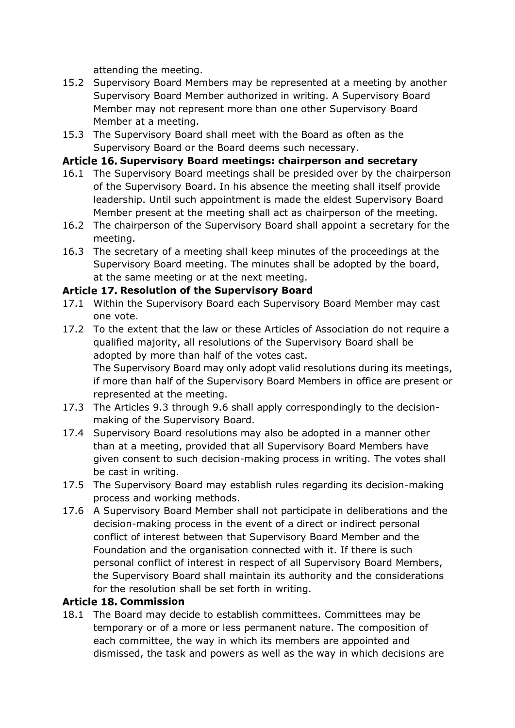attending the meeting.

15.2 Supervisory Board Members may be represented at a meeting by another Supervisory Board Member authorized in writing. A Supervisory Board Member may not represent more than one other Supervisory Board Member at a meeting.

15.3 The Supervisory Board shall meet with the Board as often as the Supervisory Board or the Board deems such necessary.

### Article 16. Supervisory Board meetings: chairperson and secretary

16.1 The Supervisory Board meetings shall be presided over by the chairperson of the Supervisory Board. In his absence the meeting shall itself provide leadership. Until such appointment is made the eldest Supervisory Board Member present at the meeting shall act as chairperson of the meeting.

16.2 The chairperson of the Supervisory Board shall appoint a secretary for the meeting.

16.3 The secretary of a meeting shall keep minutes of the proceedings at the Supervisory Board meeting. The minutes shall be adopted by the board, at the same meeting or at the next meeting.

### Article 17. Resolution of the Supervisory Board

17.1 Within the Supervisory Board each Supervisory Board Member may cast one vote.

17.2 To the extent that the law or these Articles of Association do not require a qualified majority, all resolutions of the Supervisory Board shall be adopted by more than half of the votes cast.
The Supervisory Board may only adopt valid resolutions during its meetings, if more than half of the Supervisory Board Members in office are present or represented at the meeting.

17.3 The Articles 9.3 through 9.6 shall apply correspondingly to the decision-making of the Supervisory Board.

17.4 Supervisory Board resolutions may also be adopted in a manner other than at a meeting, provided that all Supervisory Board Members have given consent to such decision-making process in writing. The votes shall be cast in writing.

17.5 The Supervisory Board may establish rules regarding its decision-making process and working methods.

17.6 A Supervisory Board Member shall not participate in deliberations and the decision-making process in the event of a direct or indirect personal conflict of interest between that Supervisory Board Member and the Foundation and the organisation connected with it. If there is such personal conflict of interest in respect of all Supervisory Board Members, the Supervisory Board shall maintain its authority and the considerations for the resolution shall be set forth in writing.

### Article 18. Commission

18.1 The Board may decide to establish committees. Committees may be temporary or of a more or less permanent nature. The composition of each committee, the way in which its members are appointed and dismissed, the task and powers as well as the way in which decisions are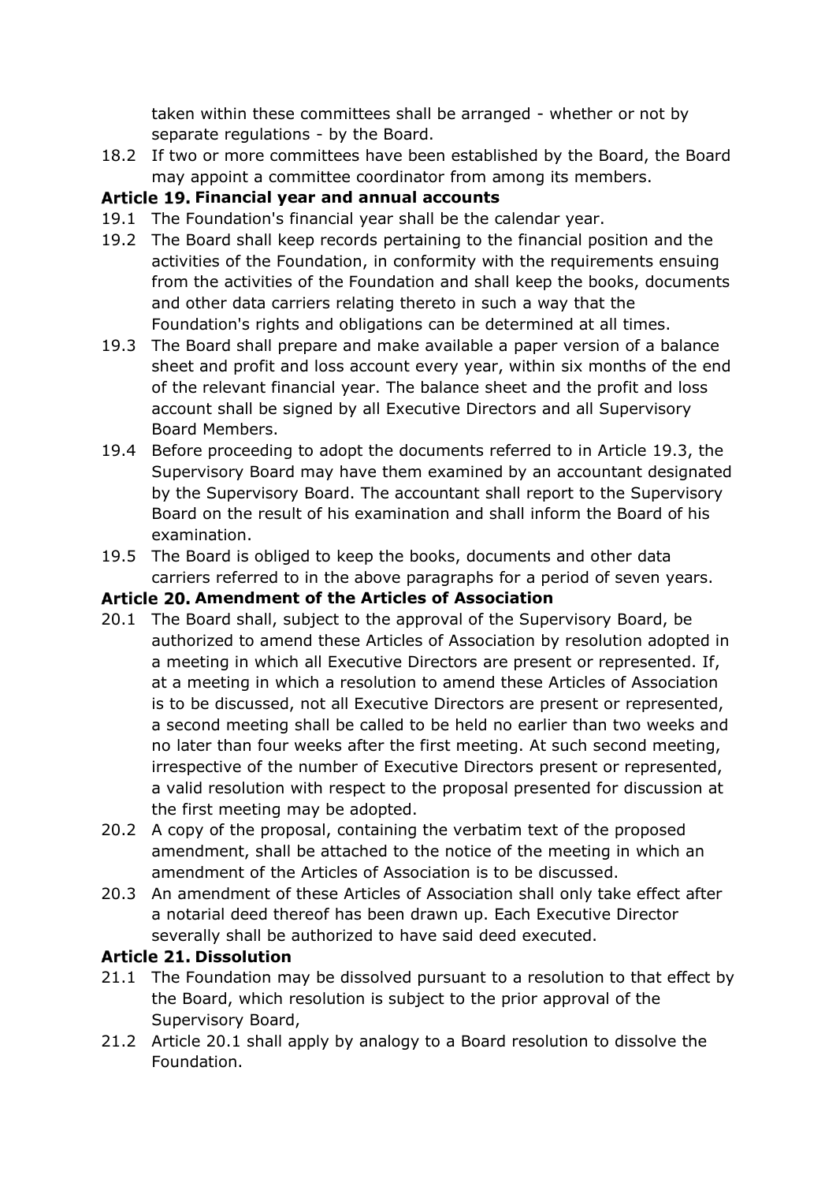taken within these committees shall be arranged - whether or not by separate regulations - by the Board.

18.2 If two or more committees have been established by the Board, the Board may appoint a committee coordinator from among its members.

### Article 19. Financial year and annual accounts

19.1 The Foundation's financial year shall be the calendar year.

19.2 The Board shall keep records pertaining to the financial position and the activities of the Foundation, in conformity with the requirements ensuing from the activities of the Foundation and shall keep the books, documents and other data carriers relating thereto in such a way that the Foundation's rights and obligations can be determined at all times.

19.3 The Board shall prepare and make available a paper version of a balance sheet and profit and loss account every year, within six months of the end of the relevant financial year. The balance sheet and the profit and loss account shall be signed by all Executive Directors and all Supervisory Board Members.

19.4 Before proceeding to adopt the documents referred to in Article 19.3, the Supervisory Board may have them examined by an accountant designated by the Supervisory Board. The accountant shall report to the Supervisory Board on the result of his examination and shall inform the Board of his examination.

19.5 The Board is obliged to keep the books, documents and other data carriers referred to in the above paragraphs for a period of seven years.

### Article 20. Amendment of the Articles of Association

20.1 The Board shall, subject to the approval of the Supervisory Board, be authorized to amend these Articles of Association by resolution adopted in a meeting in which all Executive Directors are present or represented. If, at a meeting in which a resolution to amend these Articles of Association is to be discussed, not all Executive Directors are present or represented, a second meeting shall be called to be held no earlier than two weeks and no later than four weeks after the first meeting. At such second meeting, irrespective of the number of Executive Directors present or represented, a valid resolution with respect to the proposal presented for discussion at the first meeting may be adopted.

20.2 A copy of the proposal, containing the verbatim text of the proposed amendment, shall be attached to the notice of the meeting in which an amendment of the Articles of Association is to be discussed.

20.3 An amendment of these Articles of Association shall only take effect after a notarial deed thereof has been drawn up. Each Executive Director severally shall be authorized to have said deed executed.

### Article 21. Dissolution

21.1 The Foundation may be dissolved pursuant to a resolution to that effect by the Board, which resolution is subject to the prior approval of the Supervisory Board,

21.2 Article 20.1 shall apply by analogy to a Board resolution to dissolve the Foundation.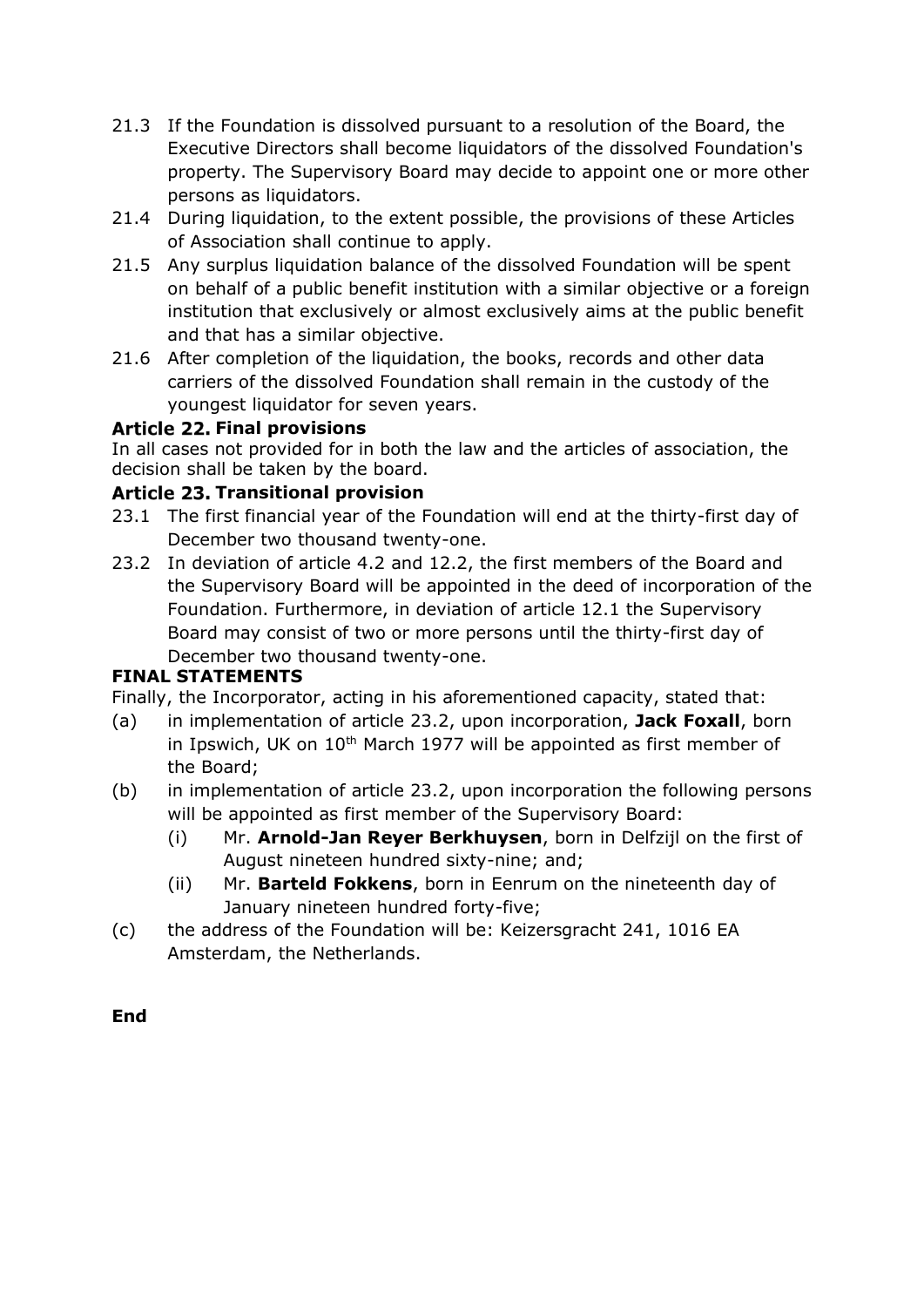21.3 If the Foundation is dissolved pursuant to a resolution of the Board, the Executive Directors shall become liquidators of the dissolved Foundation's property. The Supervisory Board may decide to appoint one or more other persons as liquidators.

21.4 During liquidation, to the extent possible, the provisions of these Articles of Association shall continue to apply.

21.5 Any surplus liquidation balance of the dissolved Foundation will be spent on behalf of a public benefit institution with a similar objective or a foreign institution that exclusively or almost exclusively aims at the public benefit and that has a similar objective.

21.6 After completion of the liquidation, the books, records and other data carriers of the dissolved Foundation shall remain in the custody of the youngest liquidator for seven years.

**Article 22. Final provisions**

In all cases not provided for in both the law and the articles of association, the decision shall be taken by the board.

**Article 23. Transitional provision**

23.1 The first financial year of the Foundation will end at the thirty-first day of December two thousand twenty-one.

23.2 In deviation of article 4.2 and 12.2, the first members of the Board and the Supervisory Board will be appointed in the deed of incorporation of the Foundation. Furthermore, in deviation of article 12.1 the Supervisory Board may consist of two or more persons until the thirty-first day of December two thousand twenty-one.

**FINAL STATEMENTS**

Finally, the Incorporator, acting in his aforementioned capacity, stated that:

(a) in implementation of article 23.2, upon incorporation, **Jack Foxall**, born in Ipswich, UK on 10th March 1977 will be appointed as first member of the Board;

(b) in implementation of article 23.2, upon incorporation the following persons will be appointed as first member of the Supervisory Board:

  (i) Mr. **Arnold-Jan Reyer Berkhuysen**, born in Delfzijl on the first of August nineteen hundred sixty-nine; and;

  (ii) Mr. **Barteld Fokkens**, born in Eenrum on the nineteenth day of January nineteen hundred forty-five;

(c) the address of the Foundation will be: Keizersgracht 241, 1016 EA Amsterdam, the Netherlands.

**End**